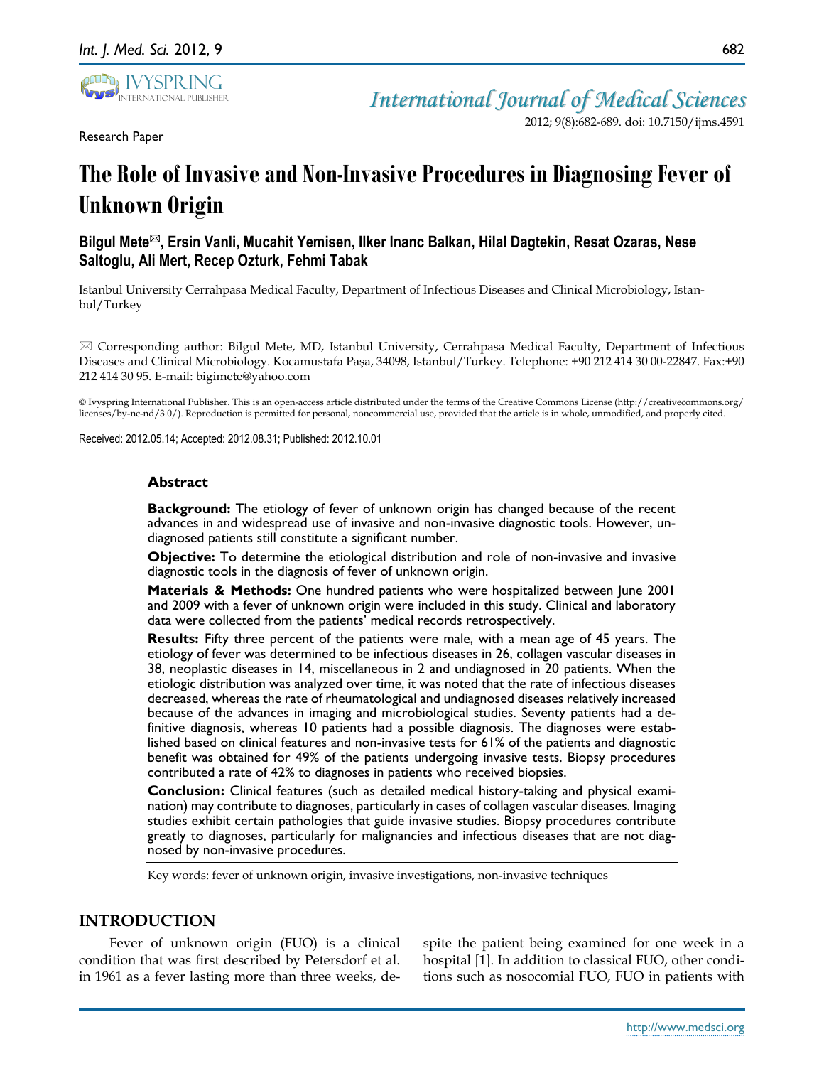Research Paper

# The Role of Invasive and Non-Invasive Procedures in Diagnosing Fever of Unknown Origin

**Bilgul Mete✉, Ersin Vanli, Mucahit Yemisen, Ilker Inanc Balkan, Hilal Dagtekin, Resat Ozaras, Nese Saltoglu, Ali Mert, Recep Ozturk, Fehmi Tabak**

Istanbul University Cerrahpasa Medical Faculty, Department of Infectious Diseases and Clinical Microbiology, Istanbul/Turkey

✉ Corresponding author: Bilgul Mete, MD, Istanbul University, Cerrahpasa Medical Faculty, Department of Infectious Diseases and Clinical Microbiology. Kocamustafa Paşa, 34098, Istanbul/Turkey. Telephone: +90 212 414 30 00-22847. Fax:+90 212 414 30 95. E-mail: bigimete@yahoo.com

© Ivyspring International Publisher. This is an open-access article distributed under the terms of the Creative Commons License (http://creativecommons.org/licenses/by-nc-nd/3.0/). Reproduction is permitted for personal, noncommercial use, provided that the article is in whole, unmodified, and properly cited.

Received: 2012.05.14; Accepted: 2012.08.31; Published: 2012.10.01

## Abstract

**Background:** The etiology of fever of unknown origin has changed because of the recent advances in and widespread use of invasive and non-invasive diagnostic tools. However, undiagnosed patients still constitute a significant number.

**Objective:** To determine the etiological distribution and role of non-invasive and invasive diagnostic tools in the diagnosis of fever of unknown origin.

**Materials & Methods:** One hundred patients who were hospitalized between June 2001 and 2009 with a fever of unknown origin were included in this study. Clinical and laboratory data were collected from the patients' medical records retrospectively.

**Results:** Fifty three percent of the patients were male, with a mean age of 45 years. The etiology of fever was determined to be infectious diseases in 26, collagen vascular diseases in 38, neoplastic diseases in 14, miscellaneous in 2 and undiagnosed in 20 patients. When the etiologic distribution was analyzed over time, it was noted that the rate of infectious diseases decreased, whereas the rate of rheumatological and undiagnosed diseases relatively increased because of the advances in imaging and microbiological studies. Seventy patients had a definitive diagnosis, whereas 10 patients had a possible diagnosis. The diagnoses were established based on clinical features and non-invasive tests for 61% of the patients and diagnostic benefit was obtained for 49% of the patients undergoing invasive tests. Biopsy procedures contributed a rate of 42% to diagnoses in patients who received biopsies.

**Conclusion:** Clinical features (such as detailed medical history-taking and physical examination) may contribute to diagnoses, particularly in cases of collagen vascular diseases. Imaging studies exhibit certain pathologies that guide invasive studies. Biopsy procedures contribute greatly to diagnoses, particularly for malignancies and infectious diseases that are not diagnosed by non-invasive procedures.

Key words: fever of unknown origin, invasive investigations, non-invasive techniques

## INTRODUCTION

Fever of unknown origin (FUO) is a clinical condition that was first described by Petersdorf et al. in 1961 as a fever lasting more than three weeks, despite the patient being examined for one week in a hospital [1]. In addition to classical FUO, other conditions such as nosocomial FUO, FUO in patients with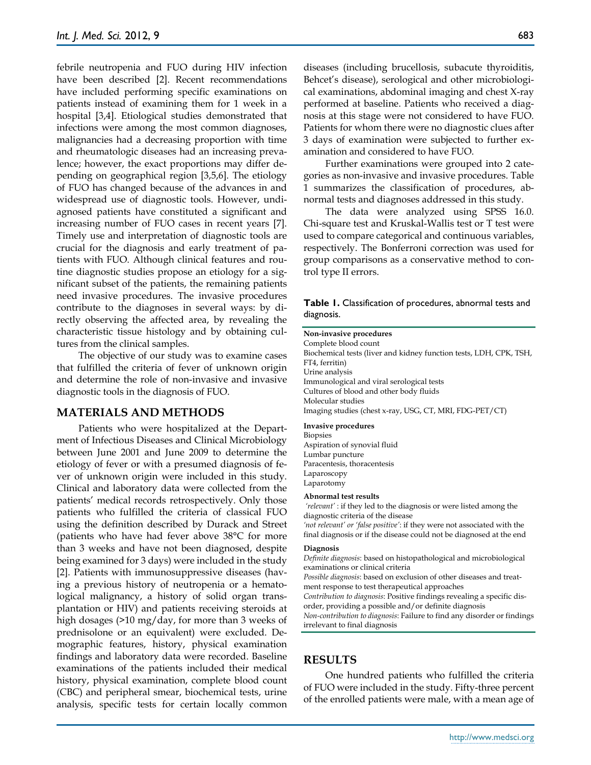febrile neutropenia and FUO during HIV infection have been described [2]. Recent recommendations have included performing specific examinations on patients instead of examining them for 1 week in a hospital [3,4]. Etiological studies demonstrated that infections were among the most common diagnoses, malignancies had a decreasing proportion with time and rheumatologic diseases had an increasing prevalence; however, the exact proportions may differ depending on geographical region [3,5,6]. The etiology of FUO has changed because of the advances in and widespread use of diagnostic tools. However, undiagnosed patients have constituted a significant and increasing number of FUO cases in recent years [7]. Timely use and interpretation of diagnostic tools are crucial for the diagnosis and early treatment of patients with FUO. Although clinical features and routine diagnostic studies propose an etiology for a significant subset of the patients, the remaining patients need invasive procedures. The invasive procedures contribute to the diagnoses in several ways: by directly observing the affected area, by revealing the characteristic tissue histology and by obtaining cultures from the clinical samples.

The objective of our study was to examine cases that fulfilled the criteria of fever of unknown origin and determine the role of non-invasive and invasive diagnostic tools in the diagnosis of FUO.

## MATERIALS AND METHODS

Patients who were hospitalized at the Department of Infectious Diseases and Clinical Microbiology between June 2001 and June 2009 to determine the etiology of fever or with a presumed diagnosis of fever of unknown origin were included in this study. Clinical and laboratory data were collected from the patients' medical records retrospectively. Only those patients who fulfilled the criteria of classical FUO using the definition described by Durack and Street (patients who have had fever above 38°C for more than 3 weeks and have not been diagnosed, despite being examined for 3 days) were included in the study [2]. Patients with immunosuppressive diseases (having a previous history of neutropenia or a hematological malignancy, a history of solid organ transplantation or HIV) and patients receiving steroids at high dosages (>10 mg/day, for more than 3 weeks of prednisolone or an equivalent) were excluded. Demographic features, history, physical examination findings and laboratory data were recorded. Baseline examinations of the patients included their medical history, physical examination, complete blood count (CBC) and peripheral smear, biochemical tests, urine analysis, specific tests for certain locally common diseases (including brucellosis, subacute thyroiditis, Behcet's disease), serological and other microbiological examinations, abdominal imaging and chest X-ray performed at baseline. Patients who received a diagnosis at this stage were not considered to have FUO. Patients for whom there were no diagnostic clues after 3 days of examination were subjected to further examination and considered to have FUO.

Further examinations were grouped into 2 categories as non-invasive and invasive procedures. Table 1 summarizes the classification of procedures, abnormal tests and diagnoses addressed in this study.

The data were analyzed using SPSS 16.0. Chi-square test and Kruskal-Wallis test or T test were used to compare categorical and continuous variables, respectively. The Bonferroni correction was used for group comparisons as a conservative method to control type II errors.

**Table 1.** Classification of procedures, abnormal tests and diagnosis.

| |
|---|
| **Non-invasive procedures** |
| Complete blood count |
| Biochemical tests (liver and kidney function tests, LDH, CPK, TSH, FT4, ferritin) |
| Urine analysis |
| Immunological and viral serological tests |
| Cultures of blood and other body fluids |
| Molecular studies |
| Imaging studies (chest x-ray, USG, CT, MRI, FDG-PET/CT) |
| **Invasive procedures** |
| Biopsies |
| Aspiration of synovial fluid |
| Lumbar puncture |
| Paracentesis, thoracentesis |
| Laparoscopy |
| Laparotomy |
| **Abnormal test results** |
| *'relevant'* : if they led to the diagnosis or were listed among the diagnostic criteria of the disease |
| *'not relevant' or 'false positive'*: if they were not associated with the final diagnosis or if the disease could not be diagnosed at the end |
| **Diagnosis** |
| *Definite diagnosis*: based on histopathological and microbiological examinations or clinical criteria |
| *Possible diagnosis*: based on exclusion of other diseases and treatment response to test therapeutical approaches |
| *Contribution to diagnosis*: Positive findings revealing a specific disorder, providing a possible and/or definite diagnosis |
| *Non-contribution to diagnosis*: Failure to find any disorder or findings irrelevant to final diagnosis |

## RESULTS

One hundred patients who fulfilled the criteria of FUO were included in the study. Fifty-three percent of the enrolled patients were male, with a mean age of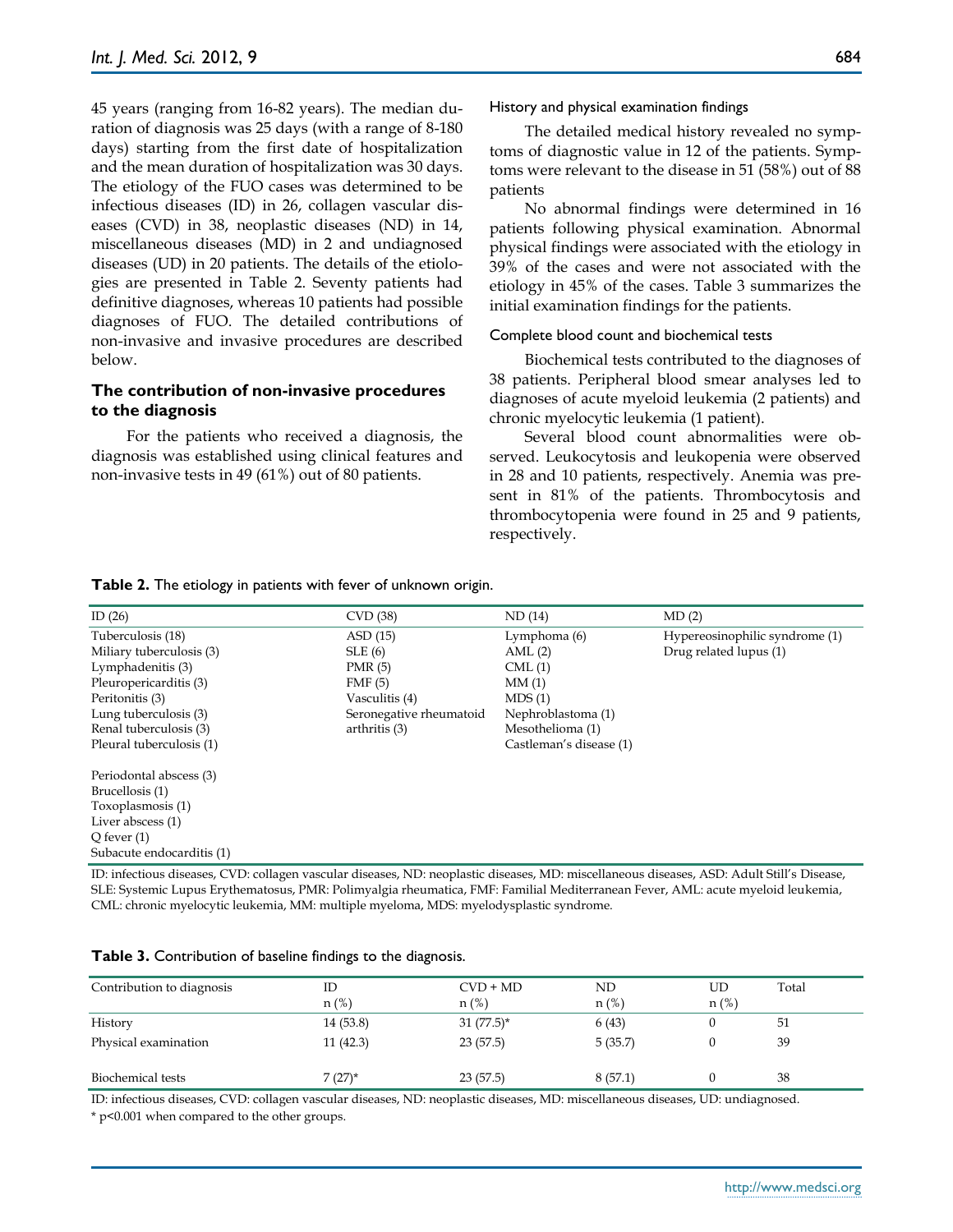45 years (ranging from 16-82 years). The median duration of diagnosis was 25 days (with a range of 8-180 days) starting from the first date of hospitalization and the mean duration of hospitalization was 30 days. The etiology of the FUO cases was determined to be infectious diseases (ID) in 26, collagen vascular diseases (CVD) in 38, neoplastic diseases (ND) in 14, miscellaneous diseases (MD) in 2 and undiagnosed diseases (UD) in 20 patients. The details of the etiologies are presented in Table 2. Seventy patients had definitive diagnoses, whereas 10 patients had possible diagnoses of FUO. The detailed contributions of non-invasive and invasive procedures are described below.

## The contribution of non-invasive procedures to the diagnosis

For the patients who received a diagnosis, the diagnosis was established using clinical features and non-invasive tests in 49 (61%) out of 80 patients.

### History and physical examination findings

The detailed medical history revealed no symptoms of diagnostic value in 12 of the patients. Symptoms were relevant to the disease in 51 (58%) out of 88 patients

No abnormal findings were determined in 16 patients following physical examination. Abnormal physical findings were associated with the etiology in 39% of the cases and were not associated with the etiology in 45% of the cases. Table 3 summarizes the initial examination findings for the patients.

### Complete blood count and biochemical tests

Biochemical tests contributed to the diagnoses of 38 patients. Peripheral blood smear analyses led to diagnoses of acute myeloid leukemia (2 patients) and chronic myelocytic leukemia (1 patient).

Several blood count abnormalities were observed. Leukocytosis and leukopenia were observed in 28 and 10 patients, respectively. Anemia was present in 81% of the patients. Thrombocytosis and thrombocytopenia were found in 25 and 9 patients, respectively.

**Table 2.** The etiology in patients with fever of unknown origin.

| ID (26) | CVD (38) | ND (14) | MD (2) |
|---|---|---|---|
| Tuberculosis (18) | ASD (15) | Lymphoma (6) | Hypereosinophilic syndrome (1) |
| Miliary tuberculosis (3) | SLE (6) | AML (2) | Drug related lupus (1) |
| Lymphadenitis (3) | PMR (5) | CML (1) | |
| Pleuropericarditis (3) | FMF (5) | MM (1) | |
| Peritonitis (3) | Vasculitis (4) | MDS (1) | |
| Lung tuberculosis (3) | Seronegative rheumatoid arthritis (3) | Nephroblastoma (1) | |
| Renal tuberculosis (3) | | Mesothelioma (1) | |
| Pleural tuberculosis (1) | | Castleman's disease (1) | |
| Periodontal abscess (3) | | | |
| Brucellosis (1) | | | |
| Toxoplasmosis (1) | | | |
| Liver abscess (1) | | | |
| Q fever (1) | | | |
| Subacute endocarditis (1) | | | |

ID: infectious diseases, CVD: collagen vascular diseases, ND: neoplastic diseases, MD: miscellaneous diseases, ASD: Adult Still's Disease, SLE: Systemic Lupus Erythematosus, PMR: Polimyalgia rheumatica, FMF: Familial Mediterranean Fever, AML: acute myeloid leukemia, CML: chronic myelocytic leukemia, MM: multiple myeloma, MDS: myelodysplastic syndrome.

**Table 3.** Contribution of baseline findings to the diagnosis.

| Contribution to diagnosis | ID n (%) | CVD + MD n (%) | ND n (%) | UD n (%) | Total |
|---|---|---|---|---|---|
| History | 14 (53.8) | 31 (77.5)* | 6 (43) | 0 | 51 |
| Physical examination | 11 (42.3) | 23 (57.5) | 5 (35.7) | 0 | 39 |
| Biochemical tests | 7 (27)* | 23 (57.5) | 8 (57.1) | 0 | 38 |

ID: infectious diseases, CVD: collagen vascular diseases, ND: neoplastic diseases, MD: miscellaneous diseases, UD: undiagnosed.

\* $p<0.001$ when compared to the other groups.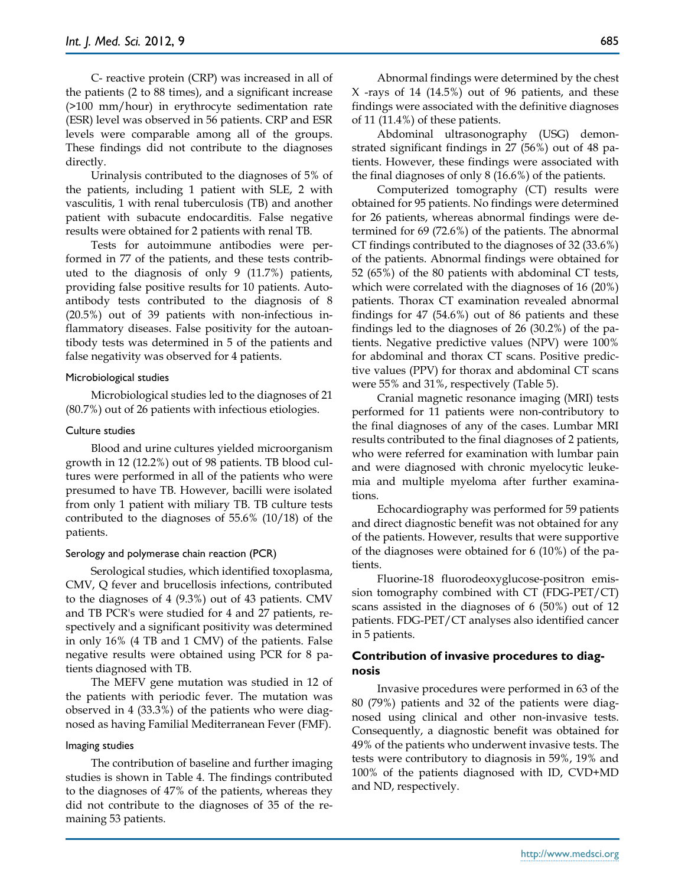C- reactive protein (CRP) was increased in all of the patients (2 to 88 times), and a significant increase (>100 mm/hour) in erythrocyte sedimentation rate (ESR) level was observed in 56 patients. CRP and ESR levels were comparable among all of the groups. These findings did not contribute to the diagnoses directly.

Urinalysis contributed to the diagnoses of 5% of the patients, including 1 patient with SLE, 2 with vasculitis, 1 with renal tuberculosis (TB) and another patient with subacute endocarditis. False negative results were obtained for 2 patients with renal TB.

Tests for autoimmune antibodies were performed in 77 of the patients, and these tests contributed to the diagnosis of only 9 (11.7%) patients, providing false positive results for 10 patients. Autoantibody tests contributed to the diagnosis of 8 (20.5%) out of 39 patients with non-infectious inflammatory diseases. False positivity for the autoantibody tests was determined in 5 of the patients and false negativity was observed for 4 patients.

#### Microbiological studies

Microbiological studies led to the diagnoses of 21 (80.7%) out of 26 patients with infectious etiologies.

#### Culture studies

Blood and urine cultures yielded microorganism growth in 12 (12.2%) out of 98 patients. TB blood cultures were performed in all of the patients who were presumed to have TB. However, bacilli were isolated from only 1 patient with miliary TB. TB culture tests contributed to the diagnoses of 55.6% (10/18) of the patients.

#### Serology and polymerase chain reaction (PCR)

Serological studies, which identified toxoplasma, CMV, Q fever and brucellosis infections, contributed to the diagnoses of 4 (9.3%) out of 43 patients. CMV and TB PCR's were studied for 4 and 27 patients, respectively and a significant positivity was determined in only 16% (4 TB and 1 CMV) of the patients. False negative results were obtained using PCR for 8 patients diagnosed with TB.

The MEFV gene mutation was studied in 12 of the patients with periodic fever. The mutation was observed in 4 (33.3%) of the patients who were diagnosed as having Familial Mediterranean Fever (FMF).

#### Imaging studies

The contribution of baseline and further imaging studies is shown in Table 4. The findings contributed to the diagnoses of 47% of the patients, whereas they did not contribute to the diagnoses of 35 of the remaining 53 patients.

Abnormal findings were determined by the chest X -rays of 14 (14.5%) out of 96 patients, and these findings were associated with the definitive diagnoses of 11 (11.4%) of these patients.

Abdominal ultrasonography (USG) demonstrated significant findings in 27 (56%) out of 48 patients. However, these findings were associated with the final diagnoses of only 8 (16.6%) of the patients.

Computerized tomography (CT) results were obtained for 95 patients. No findings were determined for 26 patients, whereas abnormal findings were determined for 69 (72.6%) of the patients. The abnormal CT findings contributed to the diagnoses of 32 (33.6%) of the patients. Abnormal findings were obtained for 52 (65%) of the 80 patients with abdominal CT tests, which were correlated with the diagnoses of 16 (20%) patients. Thorax CT examination revealed abnormal findings for 47 (54.6%) out of 86 patients and these findings led to the diagnoses of 26 (30.2%) of the patients. Negative predictive values (NPV) were 100% for abdominal and thorax CT scans. Positive predictive values (PPV) for thorax and abdominal CT scans were 55% and 31%, respectively (Table 5).

Cranial magnetic resonance imaging (MRI) tests performed for 11 patients were non-contributory to the final diagnoses of any of the cases. Lumbar MRI results contributed to the final diagnoses of 2 patients, who were referred for examination with lumbar pain and were diagnosed with chronic myelocytic leukemia and multiple myeloma after further examinations.

Echocardiography was performed for 59 patients and direct diagnostic benefit was not obtained for any of the patients. However, results that were supportive of the diagnoses were obtained for 6 (10%) of the patients.

Fluorine-18 fluorodeoxyglucose-positron emission tomography combined with CT (FDG-PET/CT) scans assisted in the diagnoses of 6 (50%) out of 12 patients. FDG-PET/CT analyses also identified cancer in 5 patients.

### Contribution of invasive procedures to diagnosis

Invasive procedures were performed in 63 of the 80 (79%) patients and 32 of the patients were diagnosed using clinical and other non-invasive tests. Consequently, a diagnostic benefit was obtained for 49% of the patients who underwent invasive tests. The tests were contributory to diagnosis in 59%, 19% and 100% of the patients diagnosed with ID, CVD+MD and ND, respectively.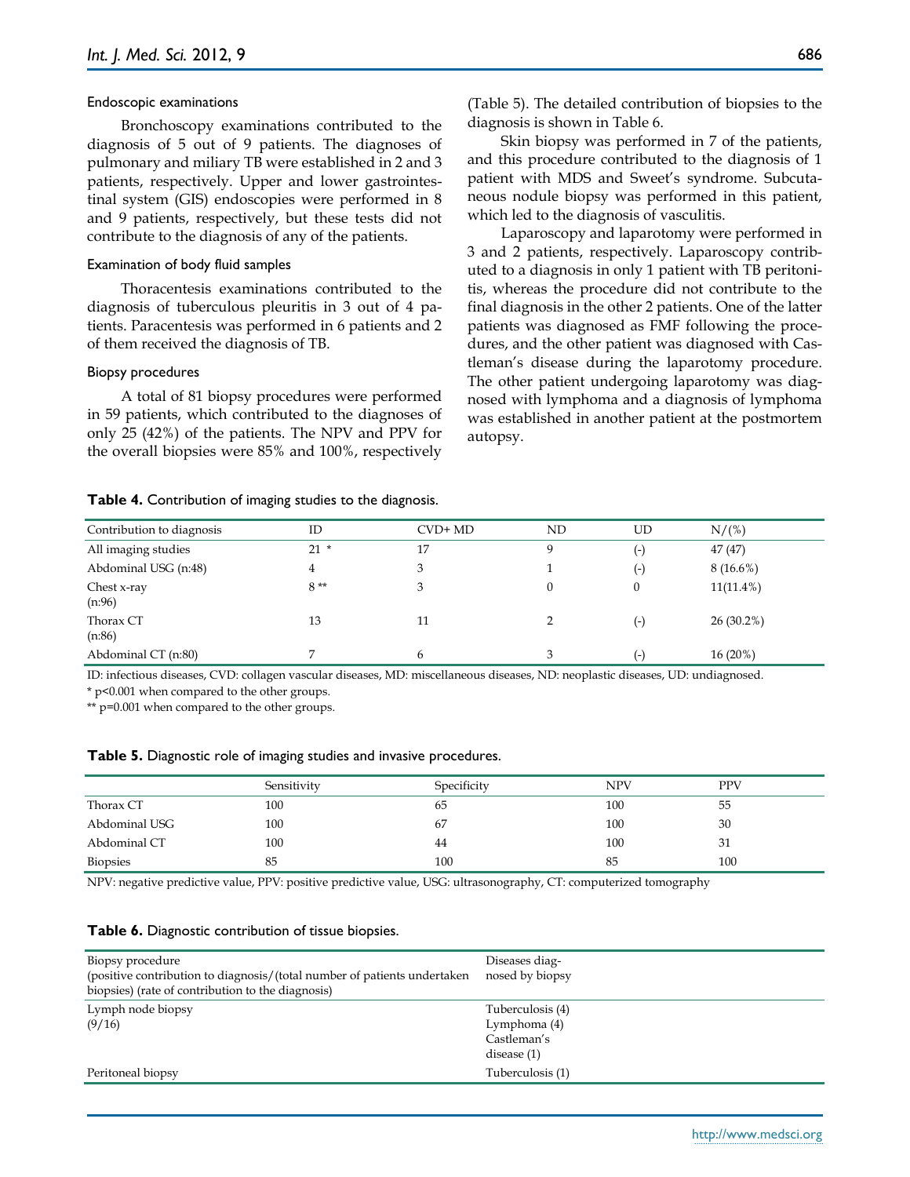### Endoscopic examinations

Bronchoscopy examinations contributed to the diagnosis of 5 out of 9 patients. The diagnoses of pulmonary and miliary TB were established in 2 and 3 patients, respectively. Upper and lower gastrointestinal system (GIS) endoscopies were performed in 8 and 9 patients, respectively, but these tests did not contribute to the diagnosis of any of the patients.

### Examination of body fluid samples

Thoracentesis examinations contributed to the diagnosis of tuberculous pleuritis in 3 out of 4 patients. Paracentesis was performed in 6 patients and 2 of them received the diagnosis of TB.

### Biopsy procedures

A total of 81 biopsy procedures were performed in 59 patients, which contributed to the diagnoses of only 25 (42%) of the patients. The NPV and PPV for the overall biopsies were 85% and 100%, respectively (Table 5). The detailed contribution of biopsies to the diagnosis is shown in Table 6.

Skin biopsy was performed in 7 of the patients, and this procedure contributed to the diagnosis of 1 patient with MDS and Sweet's syndrome. Subcutaneous nodule biopsy was performed in this patient, which led to the diagnosis of vasculitis.

Laparoscopy and laparotomy were performed in 3 and 2 patients, respectively. Laparoscopy contributed to a diagnosis in only 1 patient with TB peritonitis, whereas the procedure did not contribute to the final diagnosis in the other 2 patients. One of the latter patients was diagnosed as FMF following the procedures, and the other patient was diagnosed with Castleman's disease during the laparotomy procedure. The other patient undergoing laparotomy was diagnosed with lymphoma and a diagnosis of lymphoma was established in another patient at the postmortem autopsy.

**Table 4.** Contribution of imaging studies to the diagnosis.

| Contribution to diagnosis | ID | CVD+ MD | ND | UD | N/(%) |
|---|---|---|---|---|---|
| All imaging studies | 21 * | 17 | 9 | (-) | 47 (47) |
| Abdominal USG (n:48) | 4 | 3 | 1 | (-) | 8 (16.6%) |
| Chest x-ray (n:96) | 8 ** | 3 | 0 | 0 | 11(11.4%) |
| Thorax CT (n:86) | 13 | 11 | 2 | (-) | 26 (30.2%) |
| Abdominal CT (n:80) | 7 | 6 | 3 | (-) | 16 (20%) |

ID: infectious diseases, CVD: collagen vascular diseases, MD: miscellaneous diseases, ND: neoplastic diseases, UD: undiagnosed.

* $p<0.001$ when compared to the other groups.

** $p=0.001$ when compared to the other groups.

**Table 5.** Diagnostic role of imaging studies and invasive procedures.

| | Sensitivity | Specificity | NPV | PPV |
|---|---|---|---|---|
| Thorax CT | 100 | 65 | 100 | 55 |
| Abdominal USG | 100 | 67 | 100 | 30 |
| Abdominal CT | 100 | 44 | 100 | 31 |
| Biopsies | 85 | 100 | 85 | 100 |

NPV: negative predictive value, PPV: positive predictive value, USG: ultrasonography, CT: computerized tomography

**Table 6.** Diagnostic contribution of tissue biopsies.

| Biopsy procedure (positive contribution to diagnosis/(total number of patients undertaken biopsies) (rate of contribution to the diagnosis) | Diseases diagnosed by biopsy |
|---|---|
| Lymph node biopsy (9/16) | Tuberculosis (4) Lymphoma (4) Castleman's disease (1) |
| Peritoneal biopsy | Tuberculosis (1) |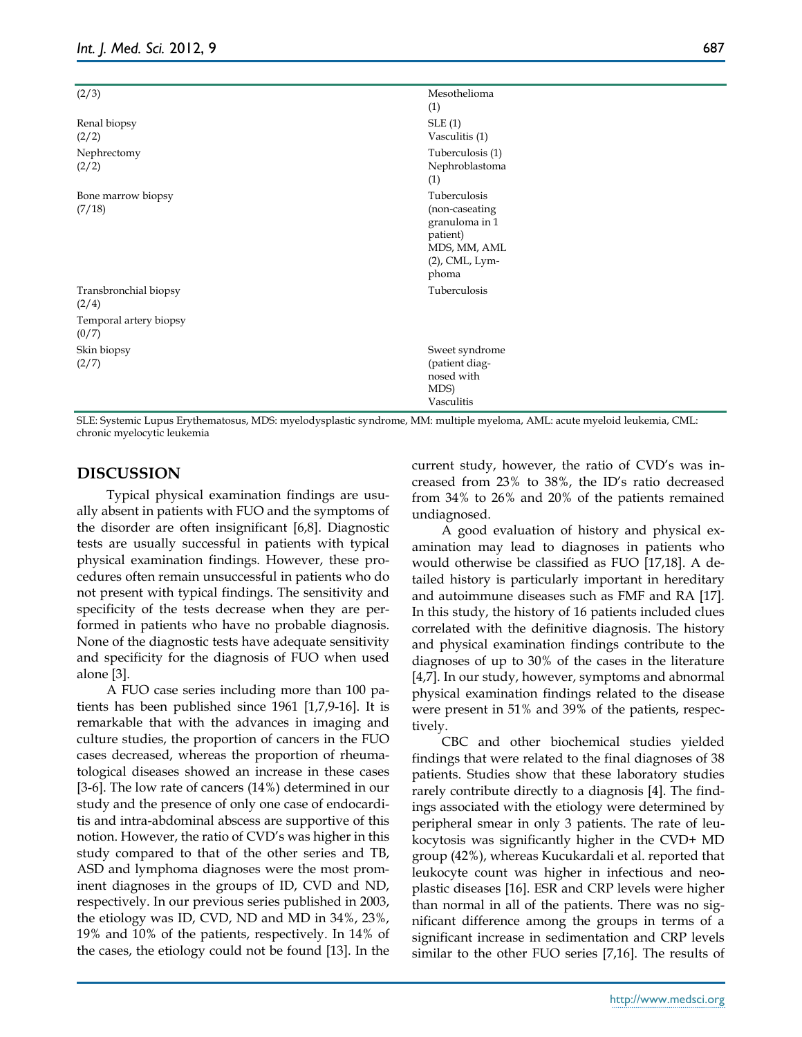| | |
|---|---|
| (2/3) | Mesothelioma (1) |
| Renal biopsy (2/2) | SLE (1) Vasculitis (1) |
| Nephrectomy (2/2) | Tuberculosis (1) Nephroblastoma (1) |
| Bone marrow biopsy (7/18) | Tuberculosis (non-caseating granuloma in 1 patient) MDS, MM, AML (2), CML, Lymphoma |
| Transbronchial biopsy (2/4) | Tuberculosis |
| Temporal artery biopsy (0/7) | |
| Skin biopsy (2/7) | Sweet syndrome (patient diagnosed with MDS) Vasculitis |

SLE: Systemic Lupus Erythematosus, MDS: myelodysplastic syndrome, MM: multiple myeloma, AML: acute myeloid leukemia, CML: chronic myelocytic leukemia

## DISCUSSION

Typical physical examination findings are usually absent in patients with FUO and the symptoms of the disorder are often insignificant [6,8]. Diagnostic tests are usually successful in patients with typical physical examination findings. However, these procedures often remain unsuccessful in patients who do not present with typical findings. The sensitivity and specificity of the tests decrease when they are performed in patients who have no probable diagnosis. None of the diagnostic tests have adequate sensitivity and specificity for the diagnosis of FUO when used alone [3].

A FUO case series including more than 100 patients has been published since 1961 [1,7,9-16]. It is remarkable that with the advances in imaging and culture studies, the proportion of cancers in the FUO cases decreased, whereas the proportion of rheumatological diseases showed an increase in these cases [3-6]. The low rate of cancers (14%) determined in our study and the presence of only one case of endocarditis and intra-abdominal abscess are supportive of this notion. However, the ratio of CVD's was higher in this study compared to that of the other series and TB, ASD and lymphoma diagnoses were the most prominent diagnoses in the groups of ID, CVD and ND, respectively. In our previous series published in 2003, the etiology was ID, CVD, ND and MD in 34%, 23%, 19% and 10% of the patients, respectively. In 14% of the cases, the etiology could not be found [13]. In the current study, however, the ratio of CVD's was increased from 23% to 38%, the ID's ratio decreased from 34% to 26% and 20% of the patients remained undiagnosed.

A good evaluation of history and physical examination may lead to diagnoses in patients who would otherwise be classified as FUO [17,18]. A detailed history is particularly important in hereditary and autoimmune diseases such as FMF and RA [17]. In this study, the history of 16 patients included clues correlated with the definitive diagnosis. The history and physical examination findings contribute to the diagnoses of up to 30% of the cases in the literature [4,7]. In our study, however, symptoms and abnormal physical examination findings related to the disease were present in 51% and 39% of the patients, respectively.

CBC and other biochemical studies yielded findings that were related to the final diagnoses of 38 patients. Studies show that these laboratory studies rarely contribute directly to a diagnosis [4]. The findings associated with the etiology were determined by peripheral smear in only 3 patients. The rate of leukocytosis was significantly higher in the CVD+ MD group (42%), whereas Kucukardali et al. reported that leukocyte count was higher in infectious and neoplastic diseases [16]. ESR and CRP levels were higher than normal in all of the patients. There was no significant difference among the groups in terms of a significant increase in sedimentation and CRP levels similar to the other FUO series [7,16]. The results of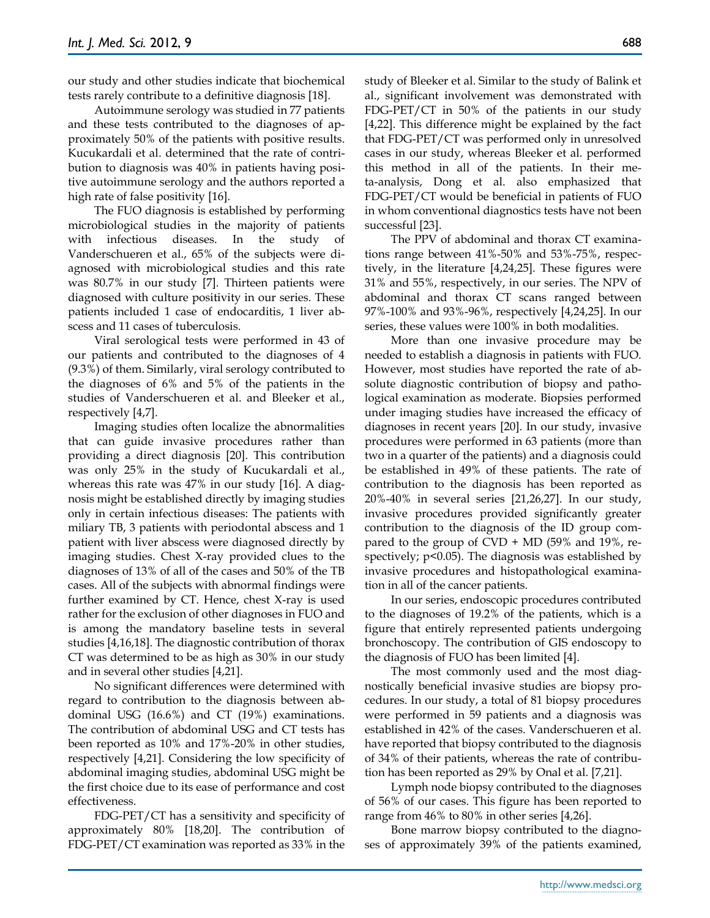our study and other studies indicate that biochemical tests rarely contribute to a definitive diagnosis [18].

Autoimmune serology was studied in 77 patients and these tests contributed to the diagnoses of approximately 50% of the patients with positive results. Kucukardali et al. determined that the rate of contribution to diagnosis was 40% in patients having positive autoimmune serology and the authors reported a high rate of false positivity [16].

The FUO diagnosis is established by performing microbiological studies in the majority of patients with infectious diseases. In the study of Vanderschueren et al., 65% of the subjects were diagnosed with microbiological studies and this rate was 80.7% in our study [7]. Thirteen patients were diagnosed with culture positivity in our series. These patients included 1 case of endocarditis, 1 liver abscess and 11 cases of tuberculosis.

Viral serological tests were performed in 43 of our patients and contributed to the diagnoses of 4 (9.3%) of them. Similarly, viral serology contributed to the diagnoses of 6% and 5% of the patients in the studies of Vanderschueren et al. and Bleeker et al., respectively [4,7].

Imaging studies often localize the abnormalities that can guide invasive procedures rather than providing a direct diagnosis [20]. This contribution was only 25% in the study of Kucukardali et al., whereas this rate was 47% in our study [16]. A diagnosis might be established directly by imaging studies only in certain infectious diseases: The patients with miliary TB, 3 patients with periodontal abscess and 1 patient with liver abscess were diagnosed directly by imaging studies. Chest X-ray provided clues to the diagnoses of 13% of all of the cases and 50% of the TB cases. All of the subjects with abnormal findings were further examined by CT. Hence, chest X-ray is used rather for the exclusion of other diagnoses in FUO and is among the mandatory baseline tests in several studies [4,16,18]. The diagnostic contribution of thorax CT was determined to be as high as 30% in our study and in several other studies [4,21].

No significant differences were determined with regard to contribution to the diagnosis between abdominal USG (16.6%) and CT (19%) examinations. The contribution of abdominal USG and CT tests has been reported as 10% and 17%-20% in other studies, respectively [4,21]. Considering the low specificity of abdominal imaging studies, abdominal USG might be the first choice due to its ease of performance and cost effectiveness.

FDG-PET/CT has a sensitivity and specificity of approximately 80% [18,20]. The contribution of FDG-PET/CT examination was reported as 33% in the study of Bleeker et al. Similar to the study of Balink et al., significant involvement was demonstrated with FDG-PET/CT in 50% of the patients in our study [4,22]. This difference might be explained by the fact that FDG-PET/CT was performed only in unresolved cases in our study, whereas Bleeker et al. performed this method in all of the patients. In their meta-analysis, Dong et al. also emphasized that FDG-PET/CT would be beneficial in patients of FUO in whom conventional diagnostics tests have not been successful [23].

The PPV of abdominal and thorax CT examinations range between 41%-50% and 53%-75%, respectively, in the literature [4,24,25]. These figures were 31% and 55%, respectively, in our series. The NPV of abdominal and thorax CT scans ranged between 97%-100% and 93%-96%, respectively [4,24,25]. In our series, these values were 100% in both modalities.

More than one invasive procedure may be needed to establish a diagnosis in patients with FUO. However, most studies have reported the rate of absolute diagnostic contribution of biopsy and pathological examination as moderate. Biopsies performed under imaging studies have increased the efficacy of diagnoses in recent years [20]. In our study, invasive procedures were performed in 63 patients (more than two in a quarter of the patients) and a diagnosis could be established in 49% of these patients. The rate of contribution to the diagnosis has been reported as 20%-40% in several series [21,26,27]. In our study, invasive procedures provided significantly greater contribution to the diagnosis of the ID group compared to the group of CVD + MD (59% and 19%, respectively; $p<0.05$). The diagnosis was established by invasive procedures and histopathological examination in all of the cancer patients.

In our series, endoscopic procedures contributed to the diagnoses of 19.2% of the patients, which is a figure that entirely represented patients undergoing bronchoscopy. The contribution of GIS endoscopy to the diagnosis of FUO has been limited [4].

The most commonly used and the most diagnostically beneficial invasive studies are biopsy procedures. In our study, a total of 81 biopsy procedures were performed in 59 patients and a diagnosis was established in 42% of the cases. Vanderschueren et al. have reported that biopsy contributed to the diagnosis of 34% of their patients, whereas the rate of contribution has been reported as 29% by Onal et al. [7,21].

Lymph node biopsy contributed to the diagnoses of 56% of our cases. This figure has been reported to range from 46% to 80% in other series [4,26].

Bone marrow biopsy contributed to the diagnoses of approximately 39% of the patients examined,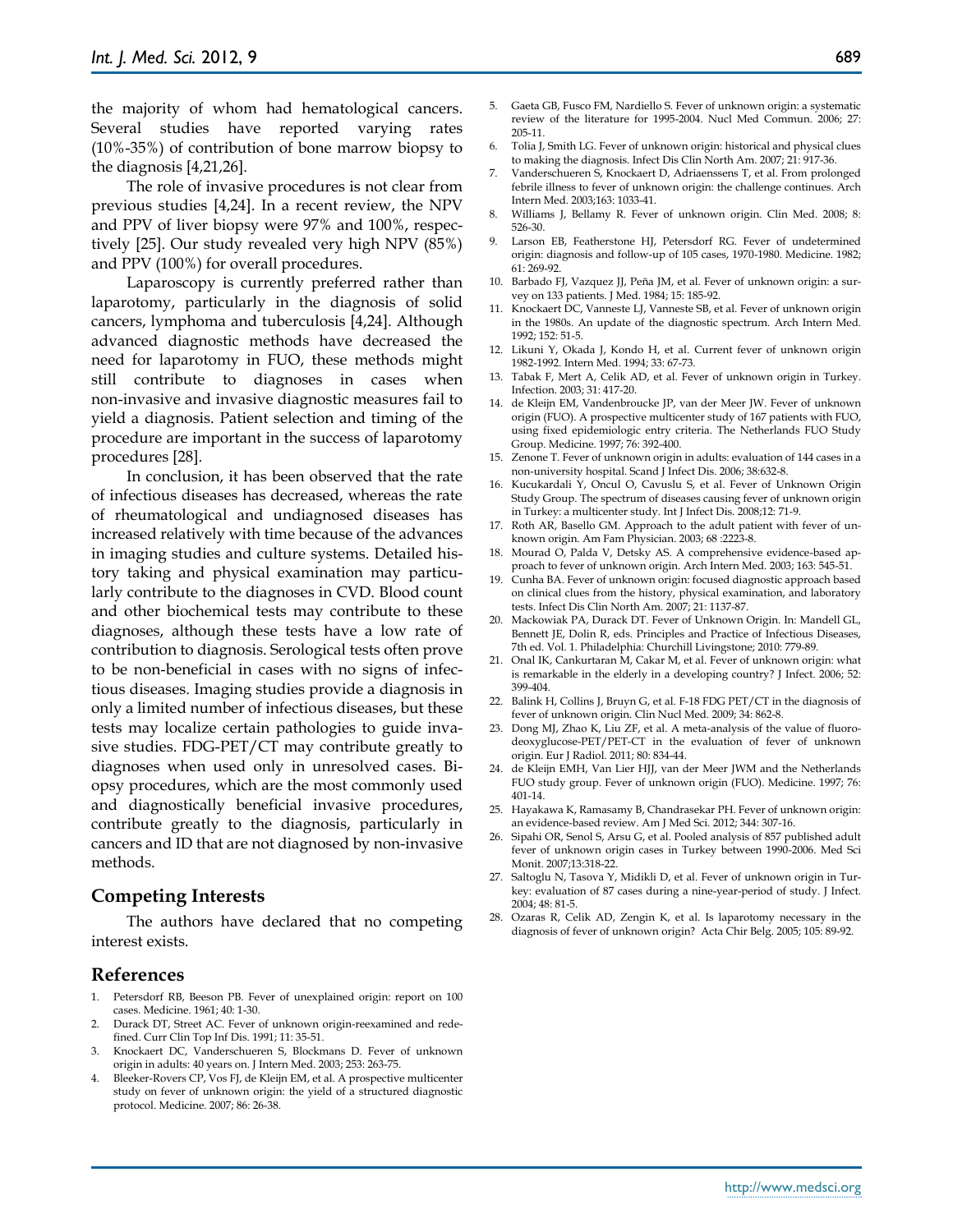the majority of whom had hematological cancers. Several studies have reported varying rates (10%-35%) of contribution of bone marrow biopsy to the diagnosis [4,21,26].

The role of invasive procedures is not clear from previous studies [4,24]. In a recent review, the NPV and PPV of liver biopsy were 97% and 100%, respectively [25]. Our study revealed very high NPV (85%) and PPV (100%) for overall procedures.

Laparoscopy is currently preferred rather than laparotomy, particularly in the diagnosis of solid cancers, lymphoma and tuberculosis [4,24]. Although advanced diagnostic methods have decreased the need for laparotomy in FUO, these methods might still contribute to diagnoses in cases when non-invasive and invasive diagnostic measures fail to yield a diagnosis. Patient selection and timing of the procedure are important in the success of laparotomy procedures [28].

In conclusion, it has been observed that the rate of infectious diseases has decreased, whereas the rate of rheumatological and undiagnosed diseases has increased relatively with time because of the advances in imaging studies and culture systems. Detailed history taking and physical examination may particularly contribute to the diagnoses in CVD. Blood count and other biochemical tests may contribute to these diagnoses, although these tests have a low rate of contribution to diagnosis. Serological tests often prove to be non-beneficial in cases with no signs of infectious diseases. Imaging studies provide a diagnosis in only a limited number of infectious diseases, but these tests may localize certain pathologies to guide invasive studies. FDG-PET/CT may contribute greatly to diagnoses when used only in unresolved cases. Biopsy procedures, which are the most commonly used and diagnostically beneficial invasive procedures, contribute greatly to the diagnosis, particularly in cancers and ID that are not diagnosed by non-invasive methods.

## Competing Interests

The authors have declared that no competing interest exists.

## References

1. Petersdorf RB, Beeson PB. Fever of unexplained origin: report on 100 cases. Medicine. 1961; 40: 1-30.
2. Durack DT, Street AC. Fever of unknown origin-reexamined and redefined. Curr Clin Top Inf Dis. 1991; 11: 35-51.
3. Knockaert DC, Vanderschueren S, Blockmans D. Fever of unknown origin in adults: 40 years on. J Intern Med. 2003; 253: 263-75.
4. Bleeker-Rovers CP, Vos FJ, de Kleijn EM, et al. A prospective multicenter study on fever of unknown origin: the yield of a structured diagnostic protocol. Medicine. 2007; 86: 26-38.
5. Gaeta GB, Fusco FM, Nardiello S. Fever of unknown origin: a systematic review of the literature for 1995-2004. Nucl Med Commun. 2006; 27: 205-11.
6. Tolia J, Smith LG. Fever of unknown origin: historical and physical clues to making the diagnosis. Infect Dis Clin North Am. 2007; 21: 917-36.
7. Vanderschueren S, Knockaert D, Adriaenssens T, et al. From prolonged febrile illness to fever of unknown origin: the challenge continues. Arch Intern Med. 2003;163: 1033-41.
8. Williams J, Bellamy R. Fever of unknown origin. Clin Med. 2008; 8: 526-30.
9. Larson EB, Featherstone HJ, Petersdorf RG. Fever of undetermined origin: diagnosis and follow-up of 105 cases, 1970-1980. Medicine. 1982; 61: 269-92.
10. Barbado FJ, Vazquez JJ, Peña JM, et al. Fever of unknown origin: a survey on 133 patients. J Med. 1984; 15: 185-92.
11. Knockaert DC, Vanneste LJ, Vanneste SB, et al. Fever of unknown origin in the 1980s. An update of the diagnostic spectrum. Arch Intern Med. 1992; 152: 51-5.
12. Likuni Y, Okada J, Kondo H, et al. Current fever of unknown origin 1982-1992. Intern Med. 1994; 33: 67-73.
13. Tabak F, Mert A, Celik AD, et al. Fever of unknown origin in Turkey. Infection. 2003; 31: 417-20.
14. de Kleijn EM, Vandenbroucke JP, van der Meer JW. Fever of unknown origin (FUO). A prospective multicenter study of 167 patients with FUO, using fixed epidemiologic entry criteria. The Netherlands FUO Study Group. Medicine. 1997; 76: 392-400.
15. Zenone T. Fever of unknown origin in adults: evaluation of 144 cases in a non-university hospital. Scand J Infect Dis. 2006; 38:632-8.
16. Kucukardali Y, Oncul O, Cavuslu S, et al. Fever of Unknown Origin Study Group. The spectrum of diseases causing fever of unknown origin in Turkey: a multicenter study. Int J Infect Dis. 2008;12: 71-9.
17. Roth AR, Basello GM. Approach to the adult patient with fever of unknown origin. Am Fam Physician. 2003; 68 :2223-8.
18. Mourad O, Palda V, Detsky AS. A comprehensive evidence-based approach to fever of unknown origin. Arch Intern Med. 2003; 163: 545-51.
19. Cunha BA. Fever of unknown origin: focused diagnostic approach based on clinical clues from the history, physical examination, and laboratory tests. Infect Dis Clin North Am. 2007; 21: 1137-87.
20. Mackowiak PA, Durack DT. Fever of Unknown Origin. In: Mandell GL, Bennett JE, Dolin R, eds. Principles and Practice of Infectious Diseases, 7th ed. Vol. 1. Philadelphia: Churchill Livingstone; 2010: 779-89.
21. Onal IK, Cankurtaran M, Cakar M, et al. Fever of unknown origin: what is remarkable in the elderly in a developing country? J Infect. 2006; 52: 399-404.
22. Balink H, Collins J, Bruyn G, et al. F-18 FDG PET/CT in the diagnosis of fever of unknown origin. Clin Nucl Med. 2009; 34: 862-8.
23. Dong MJ, Zhao K, Liu ZF, et al. A meta-analysis of the value of fluorodeoxyglucose-PET/PET-CT in the evaluation of fever of unknown origin. Eur J Radiol. 2011; 80: 834-44.
24. de Kleijn EMH, Van Lier HJJ, van der Meer JWM and the Netherlands FUO study group. Fever of unknown origin (FUO). Medicine. 1997; 76: 401-14.
25. Hayakawa K, Ramasamy B, Chandrasekar PH. Fever of unknown origin: an evidence-based review. Am J Med Sci. 2012; 344: 307-16.
26. Sipahi OR, Senol S, Arsu G, et al. Pooled analysis of 857 published adult fever of unknown origin cases in Turkey between 1990-2006. Med Sci Monit. 2007;13:318-22.
27. Saltoglu N, Tasova Y, Midikli D, et al. Fever of unknown origin in Turkey: evaluation of 87 cases during a nine-year-period of study. J Infect. 2004; 48: 81-5.
28. Ozaras R, Celik AD, Zengin K, et al. Is laparotomy necessary in the diagnosis of fever of unknown origin? Acta Chir Belg. 2005; 105: 89-92.